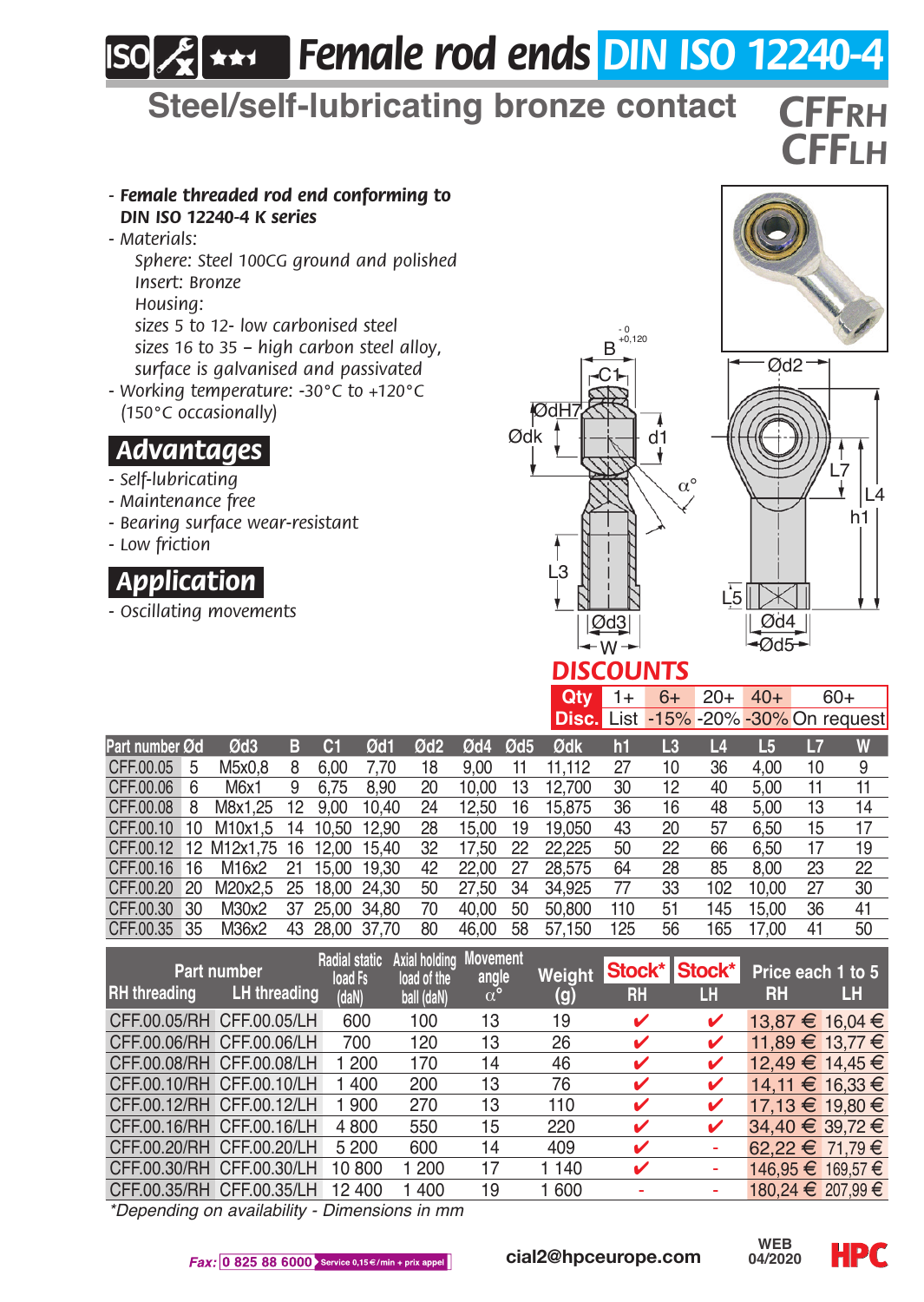# ISO Female rod ends DIN ISO 12240-4

## Steel/self-lubricating bronze contact

**CFFRH**
**CFFLH**

- *Female threaded rod end conforming to DIN ISO 12240-4 K series*
- *Materials:*
  - *Sphere: Steel 100CG ground and polished*
  - *Insert: Bronze*
  - *Housing:*
    - *sizes 5 to 12- low carbonised steel*
    - *sizes 16 to 35 – high carbon steel alloy, surface is galvanised and passivated*
- *Working temperature: -30°C to +120°C (150°C occasionally)*

## Advantages

- *Self-lubricating*
- *Maintenance free*
- *Bearing surface wear-resistant*
- *Low friction*

## Application

- *Oscillating movements*

B $^{-0}_{+0,120}$, C1, ØdH7, Ødk, d1, α°, L3, Ød3, W, Ød2, L7, L4, h1, L5, Ød4, Ød5

## DISCOUNTS

| Qty | 1+ | 6+ | 20+ | 40+ | 60+ |
|---|---|---|---|---|---|
| Disc. | List | -15% | -20% | -30% | On request |

| Part number | Ød | Ød3 | B | C1 | Ød1 | Ød2 | Ød4 | Ød5 | Ødk | h1 | L3 | L4 | L5 | L7 | W |
|---|---|---|---|---|---|---|---|---|---|---|---|---|---|---|---|
| CFF.00.05 | 5 | M5x0,8 | 8 | 6,00 | 7,70 | 18 | 9,00 | 11 | 11,112 | 27 | 10 | 36 | 4,00 | 10 | 9 |
| CFF.00.06 | 6 | M6x1 | 9 | 6,75 | 8,90 | 20 | 10,00 | 13 | 12,700 | 30 | 12 | 40 | 5,00 | 11 | 11 |
| CFF.00.08 | 8 | M8x1,25 | 12 | 9,00 | 10,40 | 24 | 12,50 | 16 | 15,875 | 36 | 16 | 48 | 5,00 | 13 | 14 |
| CFF.00.10 | 10 | M10x1,5 | 14 | 10,50 | 12,90 | 28 | 15,00 | 19 | 19,050 | 43 | 20 | 57 | 6,50 | 15 | 17 |
| CFF.00.12 | 12 | M12x1,75 | 16 | 12,00 | 15,40 | 32 | 17,50 | 22 | 22,225 | 50 | 22 | 66 | 6,50 | 17 | 19 |
| CFF.00.16 | 16 | M16x2 | 21 | 15,00 | 19,30 | 42 | 22,00 | 27 | 28,575 | 64 | 28 | 85 | 8,00 | 23 | 22 |
| CFF.00.20 | 20 | M20x2,5 | 25 | 18,00 | 24,30 | 50 | 27,50 | 34 | 34,925 | 77 | 33 | 102 | 10,00 | 27 | 30 |
| CFF.00.30 | 30 | M30x2 | 37 | 25,00 | 34,80 | 70 | 40,00 | 50 | 50,800 | 110 | 51 | 145 | 15,00 | 36 | 41 |
| CFF.00.35 | 35 | M36x2 | 43 | 28,00 | 37,70 | 80 | 46,00 | 58 | 57,150 | 125 | 56 | 165 | 17,00 | 41 | 50 |

| Part number | | Radial static load Fs (daN) | Axial holding load of the ball (daN) | Movement angle α° | Weight (g) | Stock* | Stock* | Price each 1 to 5 | |
|---|---|---|---|---|---|---|---|---|---|
| RH threading | LH threading | | | | | RH | LH | RH | LH |
| CFF.00.05/RH | CFF.00.05/LH | 600 | 100 | 13 | 19 | ✔ | ✔ | 13,87 € | 16,04 € |
| CFF.00.06/RH | CFF.00.06/LH | 700 | 120 | 13 | 26 | ✔ | ✔ | 11,89 € | 13,77 € |
| CFF.00.08/RH | CFF.00.08/LH | 1 200 | 170 | 14 | 46 | ✔ | ✔ | 12,49 € | 14,45 € |
| CFF.00.10/RH | CFF.00.10/LH | 1 400 | 200 | 13 | 76 | ✔ | ✔ | 14,11 € | 16,33 € |
| CFF.00.12/RH | CFF.00.12/LH | 1 900 | 270 | 13 | 110 | ✔ | ✔ | 17,13 € | 19,80 € |
| CFF.00.16/RH | CFF.00.16/LH | 4 800 | 550 | 15 | 220 | ✔ | ✔ | 34,40 € | 39,72 € |
| CFF.00.20/RH | CFF.00.20/LH | 5 200 | 600 | 14 | 409 | ✔ | - | 62,22 € | 71,79 € |
| CFF.00.30/RH | CFF.00.30/LH | 10 800 | 1 200 | 17 | 1 140 | ✔ | - | 146,95 € | 169,57 € |
| CFF.00.35/RH | CFF.00.35/LH | 12 400 | 1 400 | 19 | 1 600 | - | - | 180,24 € | 207,99 € |

*\*Depending on availability - Dimensions in mm*

*Fax:* 0 825 88 6000 Service 0,15 €/min + prix appel — cial2@hpceurope.com — WEB 04/2020 — HPC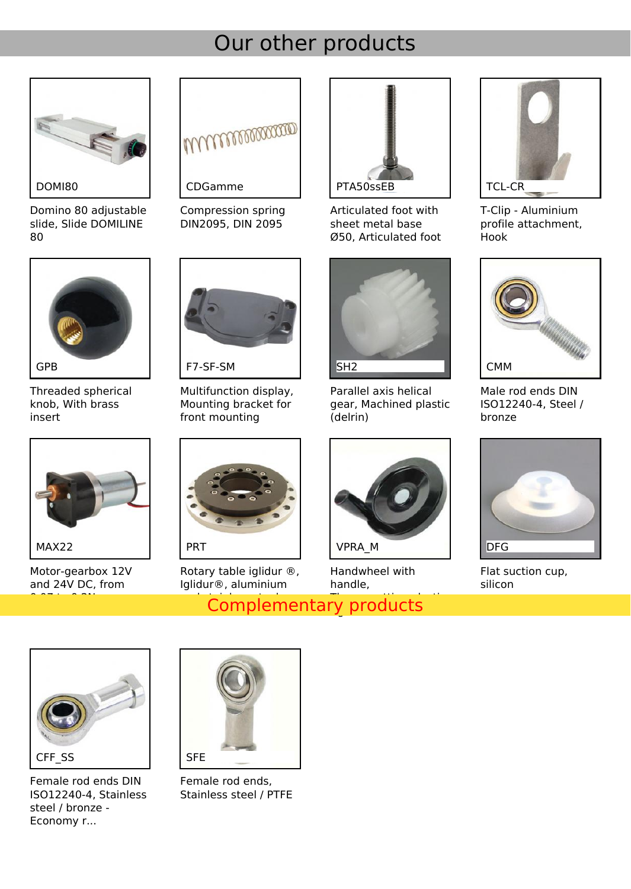# Our other products

DOMI80

Domino 80 adjustable slide, Slide DOMILINE 80

CDGamme

Compression spring DIN2095, DIN 2095

PTA50ssEB

Articulated foot with sheet metal base Ø50, Articulated foot

TCL-CR

T-Clip - Aluminium profile attachment, Hook

GPB

Threaded spherical knob, With brass insert

F7-SF-SM

Multifunction display, Mounting bracket for front mounting

SH2

Parallel axis helical gear, Machined plastic (delrin)

CMM

Male rod ends DIN ISO12240-4, Steel / bronze

MAX22

Motor-gearbox 12V and 24V DC, from

PRT

Rotary table iglidur ®, Iglidur®, aluminium

VPRA_M

Handwheel with handle,

DFG

Flat suction cup, silicon

# Complementary products

CFF_SS

Female rod ends DIN ISO12240-4, Stainless steel / bronze - Economy r...

SFE

Female rod ends, Stainless steel / PTFE